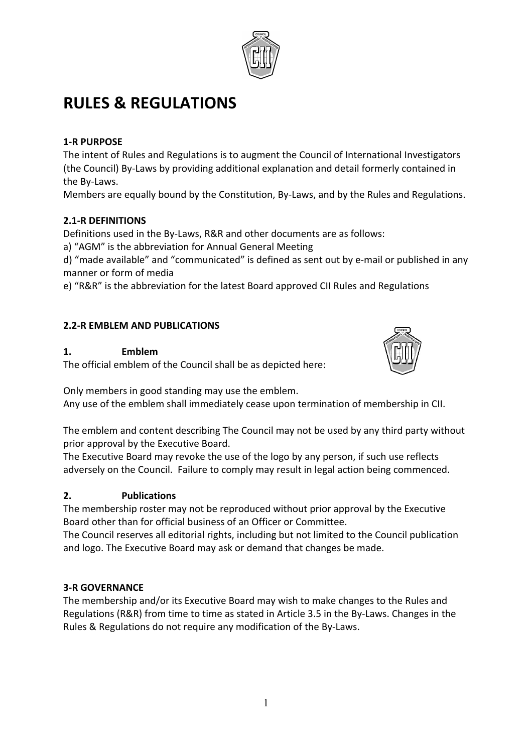# RULES & REGULATIONS

**1-R PURPOSE**

The intent of Rules and Regulations is to augment the Council of International Investigators (the Council) By-Laws by providing additional explanation and detail formerly contained in the By-Laws.

Members are equally bound by the Constitution, By-Laws, and by the Rules and Regulations.

**2.1-R DEFINITIONS**

Definitions used in the By-Laws, R&R and other documents are as follows:

a) "AGM" is the abbreviation for Annual General Meeting

d) "made available" and "communicated" is defined as sent out by e-mail or published in any manner or form of media

e) "R&R" is the abbreviation for the latest Board approved CII Rules and Regulations

**2.2-R EMBLEM AND PUBLICATIONS**

**1. Emblem**

The official emblem of the Council shall be as depicted here:

Only members in good standing may use the emblem.

Any use of the emblem shall immediately cease upon termination of membership in CII.

The emblem and content describing The Council may not be used by any third party without prior approval by the Executive Board.

The Executive Board may revoke the use of the logo by any person, if such use reflects adversely on the Council. Failure to comply may result in legal action being commenced.

**2. Publications**

The membership roster may not be reproduced without prior approval by the Executive Board other than for official business of an Officer or Committee.

The Council reserves all editorial rights, including but not limited to the Council publication and logo. The Executive Board may ask or demand that changes be made.

**3-R GOVERNANCE**

The membership and/or its Executive Board may wish to make changes to the Rules and Regulations (R&R) from time to time as stated in Article 3.5 in the By-Laws. Changes in the Rules & Regulations do not require any modification of the By-Laws.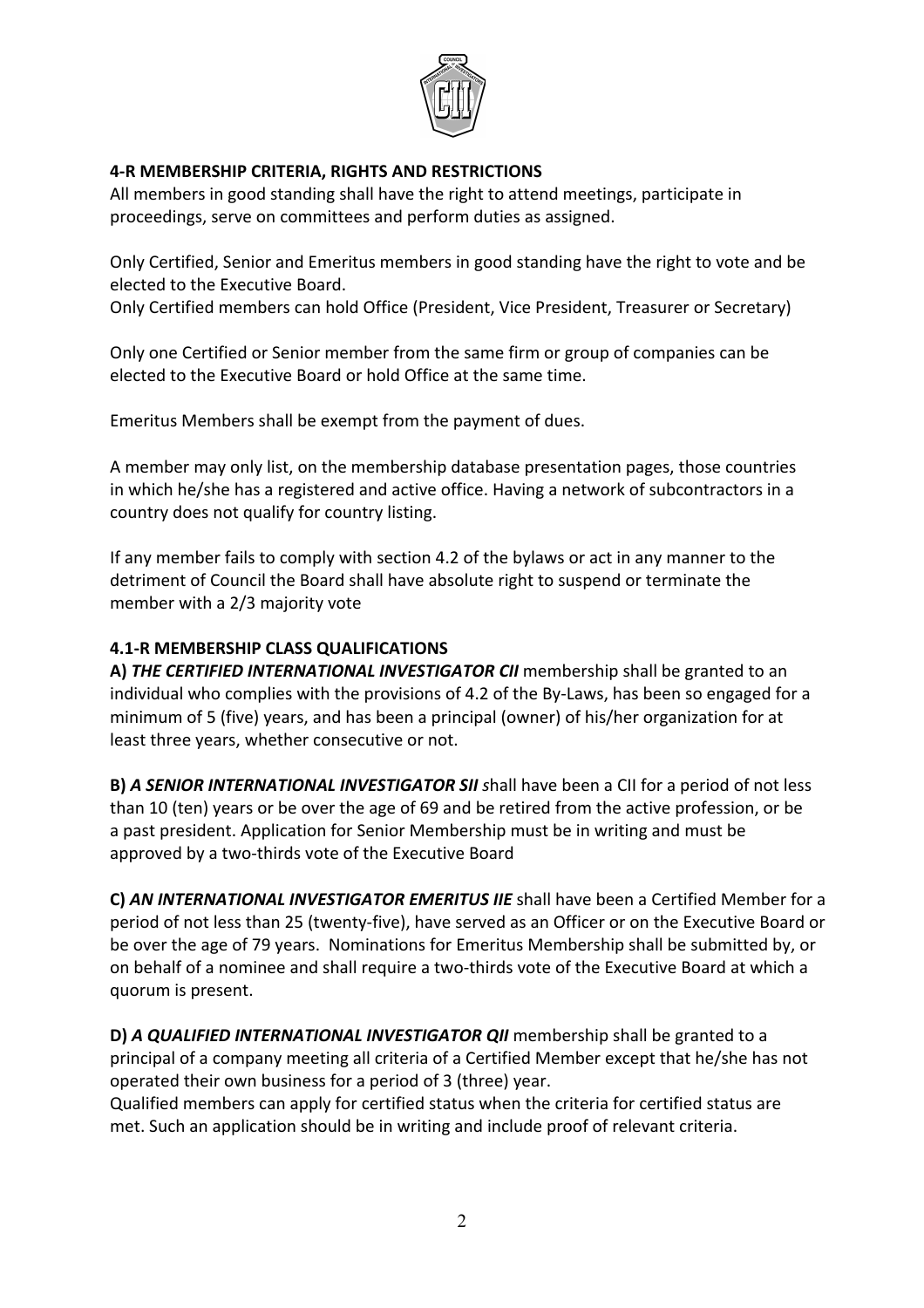**4-R MEMBERSHIP CRITERIA, RIGHTS AND RESTRICTIONS**

All members in good standing shall have the right to attend meetings, participate in proceedings, serve on committees and perform duties as assigned.

Only Certified, Senior and Emeritus members in good standing have the right to vote and be elected to the Executive Board.
Only Certified members can hold Office (President, Vice President, Treasurer or Secretary)

Only one Certified or Senior member from the same firm or group of companies can be elected to the Executive Board or hold Office at the same time.

Emeritus Members shall be exempt from the payment of dues.

A member may only list, on the membership database presentation pages, those countries in which he/she has a registered and active office. Having a network of subcontractors in a country does not qualify for country listing.

If any member fails to comply with section 4.2 of the bylaws or act in any manner to the detriment of Council the Board shall have absolute right to suspend or terminate the member with a 2/3 majority vote

**4.1-R MEMBERSHIP CLASS QUALIFICATIONS**

**A)** ***THE CERTIFIED INTERNATIONAL INVESTIGATOR CII*** membership shall be granted to an individual who complies with the provisions of 4.2 of the By-Laws, has been so engaged for a minimum of 5 (five) years, and has been a principal (owner) of his/her organization for at least three years, whether consecutive or not.

**B)** ***A SENIOR INTERNATIONAL INVESTIGATOR SII*** shall have been a CII for a period of not less than 10 (ten) years or be over the age of 69 and be retired from the active profession, or be a past president. Application for Senior Membership must be in writing and must be approved by a two-thirds vote of the Executive Board

**C)** ***AN INTERNATIONAL INVESTIGATOR EMERITUS IIE*** shall have been a Certified Member for a period of not less than 25 (twenty-five), have served as an Officer or on the Executive Board or be over the age of 79 years. Nominations for Emeritus Membership shall be submitted by, or on behalf of a nominee and shall require a two-thirds vote of the Executive Board at which a quorum is present.

**D)** ***A QUALIFIED INTERNATIONAL INVESTIGATOR QII*** membership shall be granted to a principal of a company meeting all criteria of a Certified Member except that he/she has not operated their own business for a period of 3 (three) year.
Qualified members can apply for certified status when the criteria for certified status are met. Such an application should be in writing and include proof of relevant criteria.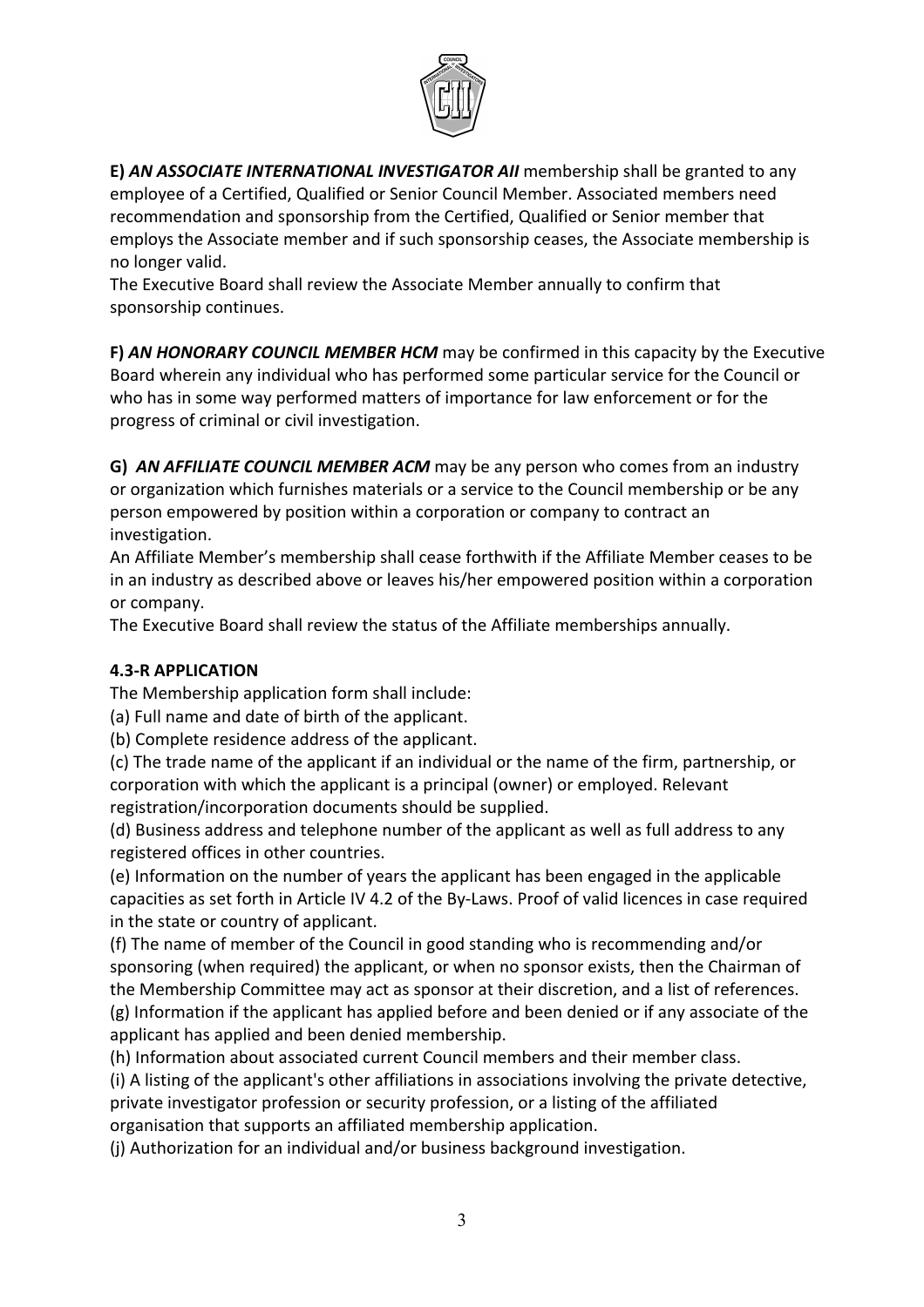**E)** ***AN ASSOCIATE INTERNATIONAL INVESTIGATOR AII*** membership shall be granted to any employee of a Certified, Qualified or Senior Council Member. Associated members need recommendation and sponsorship from the Certified, Qualified or Senior member that employs the Associate member and if such sponsorship ceases, the Associate membership is no longer valid.
The Executive Board shall review the Associate Member annually to confirm that sponsorship continues.

**F)** ***AN HONORARY COUNCIL MEMBER HCM*** may be confirmed in this capacity by the Executive Board wherein any individual who has performed some particular service for the Council or who has in some way performed matters of importance for law enforcement or for the progress of criminal or civil investigation.

**G)** ***AN AFFILIATE COUNCIL MEMBER ACM*** may be any person who comes from an industry or organization which furnishes materials or a service to the Council membership or be any person empowered by position within a corporation or company to contract an investigation.
An Affiliate Member's membership shall cease forthwith if the Affiliate Member ceases to be in an industry as described above or leaves his/her empowered position within a corporation or company.
The Executive Board shall review the status of the Affiliate memberships annually.

**4.3-R APPLICATION**

The Membership application form shall include:
(a) Full name and date of birth of the applicant.
(b) Complete residence address of the applicant.
(c) The trade name of the applicant if an individual or the name of the firm, partnership, or corporation with which the applicant is a principal (owner) or employed. Relevant registration/incorporation documents should be supplied.
(d) Business address and telephone number of the applicant as well as full address to any registered offices in other countries.
(e) Information on the number of years the applicant has been engaged in the applicable capacities as set forth in Article IV 4.2 of the By-Laws. Proof of valid licences in case required in the state or country of applicant.
(f) The name of member of the Council in good standing who is recommending and/or sponsoring (when required) the applicant, or when no sponsor exists, then the Chairman of the Membership Committee may act as sponsor at their discretion, and a list of references.
(g) Information if the applicant has applied before and been denied or if any associate of the applicant has applied and been denied membership.
(h) Information about associated current Council members and their member class.
(i) A listing of the applicant's other affiliations in associations involving the private detective, private investigator profession or security profession, or a listing of the affiliated organisation that supports an affiliated membership application.
(j) Authorization for an individual and/or business background investigation.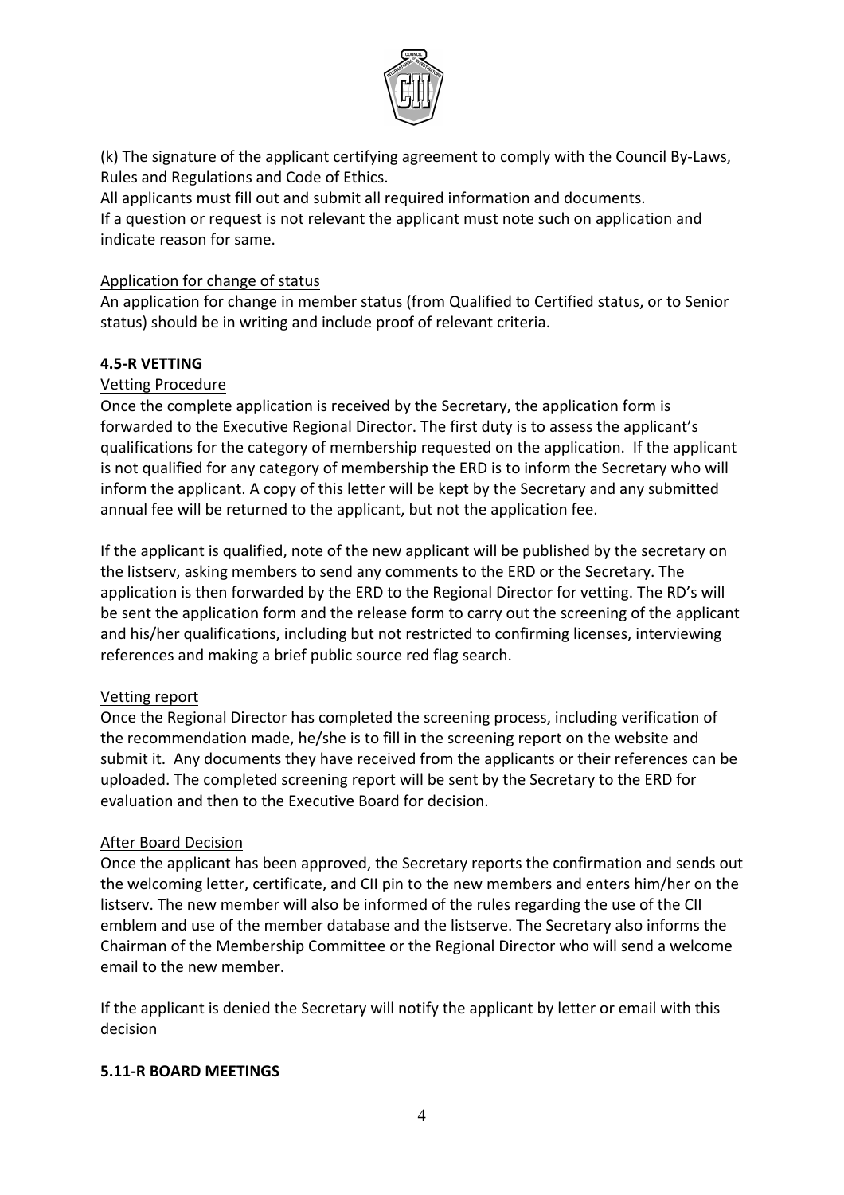(k) The signature of the applicant certifying agreement to comply with the Council By-Laws, Rules and Regulations and Code of Ethics.

All applicants must fill out and submit all required information and documents.

If a question or request is not relevant the applicant must note such on application and indicate reason for same.

Application for change of status

An application for change in member status (from Qualified to Certified status, or to Senior status) should be in writing and include proof of relevant criteria.

**4.5-R VETTING**

Vetting Procedure

Once the complete application is received by the Secretary, the application form is forwarded to the Executive Regional Director. The first duty is to assess the applicant's qualifications for the category of membership requested on the application. If the applicant is not qualified for any category of membership the ERD is to inform the Secretary who will inform the applicant. A copy of this letter will be kept by the Secretary and any submitted annual fee will be returned to the applicant, but not the application fee.

If the applicant is qualified, note of the new applicant will be published by the secretary on the listserv, asking members to send any comments to the ERD or the Secretary. The application is then forwarded by the ERD to the Regional Director for vetting. The RD's will be sent the application form and the release form to carry out the screening of the applicant and his/her qualifications, including but not restricted to confirming licenses, interviewing references and making a brief public source red flag search.

Vetting report

Once the Regional Director has completed the screening process, including verification of the recommendation made, he/she is to fill in the screening report on the website and submit it. Any documents they have received from the applicants or their references can be uploaded. The completed screening report will be sent by the Secretary to the ERD for evaluation and then to the Executive Board for decision.

After Board Decision

Once the applicant has been approved, the Secretary reports the confirmation and sends out the welcoming letter, certificate, and CII pin to the new members and enters him/her on the listserv. The new member will also be informed of the rules regarding the use of the CII emblem and use of the member database and the listserve. The Secretary also informs the Chairman of the Membership Committee or the Regional Director who will send a welcome email to the new member.

If the applicant is denied the Secretary will notify the applicant by letter or email with this decision

**5.11-R BOARD MEETINGS**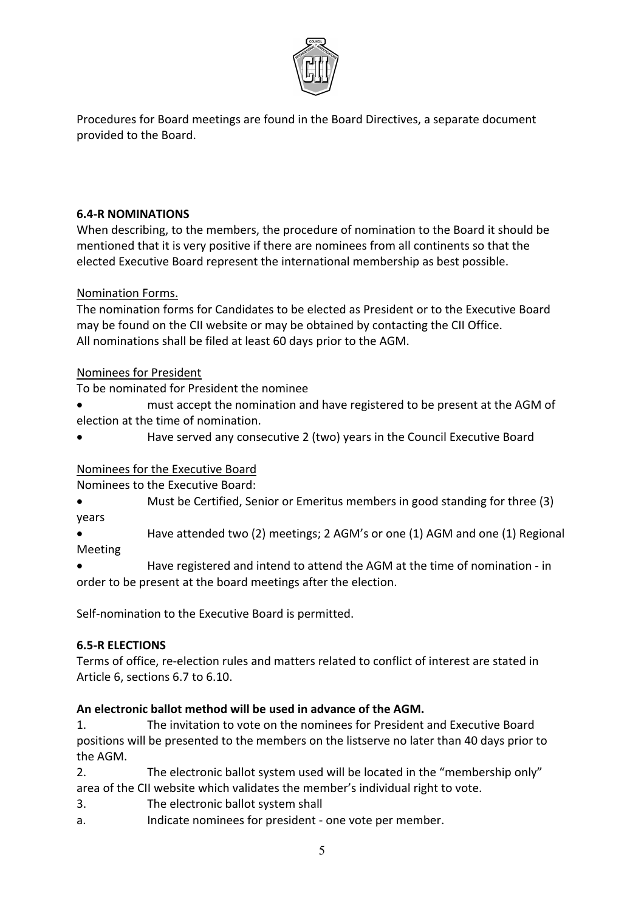Procedures for Board meetings are found in the Board Directives, a separate document provided to the Board.

### 6.4-R NOMINATIONS

When describing, to the members, the procedure of nomination to the Board it should be mentioned that it is very positive if there are nominees from all continents so that the elected Executive Board represent the international membership as best possible.

Nomination Forms.

The nomination forms for Candidates to be elected as President or to the Executive Board may be found on the CII website or may be obtained by contacting the CII Office.
All nominations shall be filed at least 60 days prior to the AGM.

Nominees for President

To be nominated for President the nominee

- must accept the nomination and have registered to be present at the AGM of election at the time of nomination.
- Have served any consecutive 2 (two) years in the Council Executive Board

Nominees for the Executive Board

Nominees to the Executive Board:

- Must be Certified, Senior or Emeritus members in good standing for three (3) years
- Have attended two (2) meetings; 2 AGM's or one (1) AGM and one (1) Regional Meeting
- Have registered and intend to attend the AGM at the time of nomination - in order to be present at the board meetings after the election.

Self-nomination to the Executive Board is permitted.

### 6.5-R ELECTIONS

Terms of office, re-election rules and matters related to conflict of interest are stated in Article 6, sections 6.7 to 6.10.

**An electronic ballot method will be used in advance of the AGM.**

1. The invitation to vote on the nominees for President and Executive Board positions will be presented to the members on the listserve no later than 40 days prior to the AGM.
2. The electronic ballot system used will be located in the "membership only" area of the CII website which validates the member's individual right to vote.
3. The electronic ballot system shall
   a. Indicate nominees for president - one vote per member.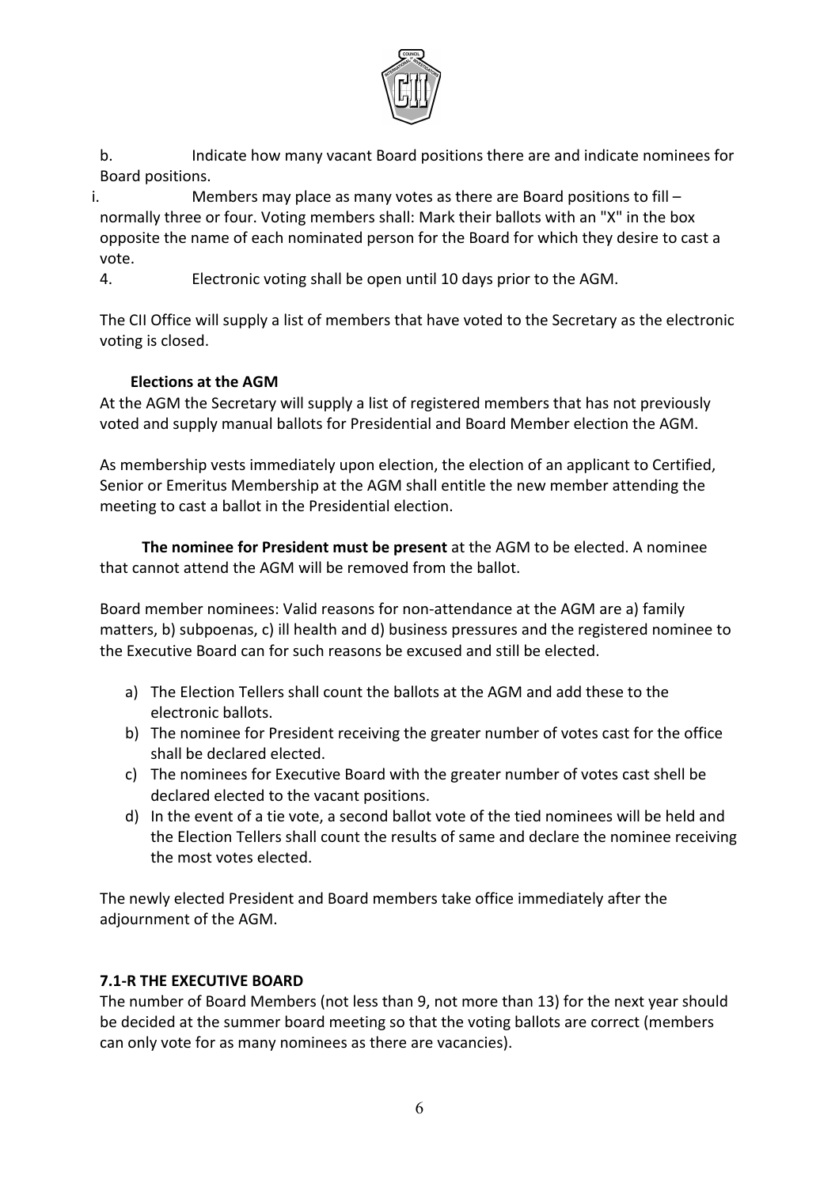b. Indicate how many vacant Board positions there are and indicate nominees for Board positions.

i. Members may place as many votes as there are Board positions to fill – normally three or four. Voting members shall: Mark their ballots with an "X" in the box opposite the name of each nominated person for the Board for which they desire to cast a vote.

4. Electronic voting shall be open until 10 days prior to the AGM.

The CII Office will supply a list of members that have voted to the Secretary as the electronic voting is closed.

**Elections at the AGM**

At the AGM the Secretary will supply a list of registered members that has not previously voted and supply manual ballots for Presidential and Board Member election the AGM.

As membership vests immediately upon election, the election of an applicant to Certified, Senior or Emeritus Membership at the AGM shall entitle the new member attending the meeting to cast a ballot in the Presidential election.

**The nominee for President must be present** at the AGM to be elected. A nominee that cannot attend the AGM will be removed from the ballot.

Board member nominees: Valid reasons for non-attendance at the AGM are a) family matters, b) subpoenas, c) ill health and d) business pressures and the registered nominee to the Executive Board can for such reasons be excused and still be elected.

a) The Election Tellers shall count the ballots at the AGM and add these to the electronic ballots.
b) The nominee for President receiving the greater number of votes cast for the office shall be declared elected.
c) The nominees for Executive Board with the greater number of votes cast shell be declared elected to the vacant positions.
d) In the event of a tie vote, a second ballot vote of the tied nominees will be held and the Election Tellers shall count the results of same and declare the nominee receiving the most votes elected.

The newly elected President and Board members take office immediately after the adjournment of the AGM.

**7.1-R THE EXECUTIVE BOARD**

The number of Board Members (not less than 9, not more than 13) for the next year should be decided at the summer board meeting so that the voting ballots are correct (members can only vote for as many nominees as there are vacancies).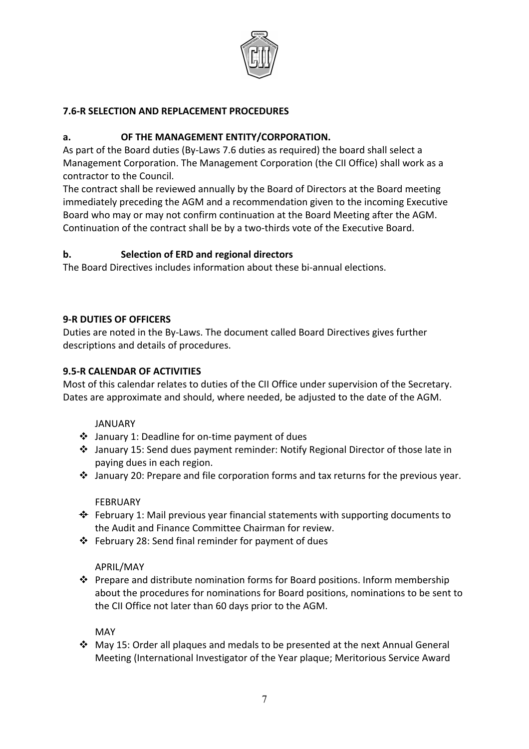## 7.6-R SELECTION AND REPLACEMENT PROCEDURES

### a. OF THE MANAGEMENT ENTITY/CORPORATION.

As part of the Board duties (By-Laws 7.6 duties as required) the board shall select a Management Corporation. The Management Corporation (the CII Office) shall work as a contractor to the Council.

The contract shall be reviewed annually by the Board of Directors at the Board meeting immediately preceding the AGM and a recommendation given to the incoming Executive Board who may or may not confirm continuation at the Board Meeting after the AGM. Continuation of the contract shall be by a two-thirds vote of the Executive Board.

### b. Selection of ERD and regional directors

The Board Directives includes information about these bi-annual elections.

## 9-R DUTIES OF OFFICERS

Duties are noted in the By-Laws. The document called Board Directives gives further descriptions and details of procedures.

## 9.5-R CALENDAR OF ACTIVITIES

Most of this calendar relates to duties of the CII Office under supervision of the Secretary. Dates are approximate and should, where needed, be adjusted to the date of the AGM.

JANUARY

- January 1: Deadline for on-time payment of dues
- January 15: Send dues payment reminder: Notify Regional Director of those late in paying dues in each region.
- January 20: Prepare and file corporation forms and tax returns for the previous year.

FEBRUARY

- February 1: Mail previous year financial statements with supporting documents to the Audit and Finance Committee Chairman for review.
- February 28: Send final reminder for payment of dues

APRIL/MAY

- Prepare and distribute nomination forms for Board positions. Inform membership about the procedures for nominations for Board positions, nominations to be sent to the CII Office not later than 60 days prior to the AGM.

MAY

- May 15: Order all plaques and medals to be presented at the next Annual General Meeting (International Investigator of the Year plaque; Meritorious Service Award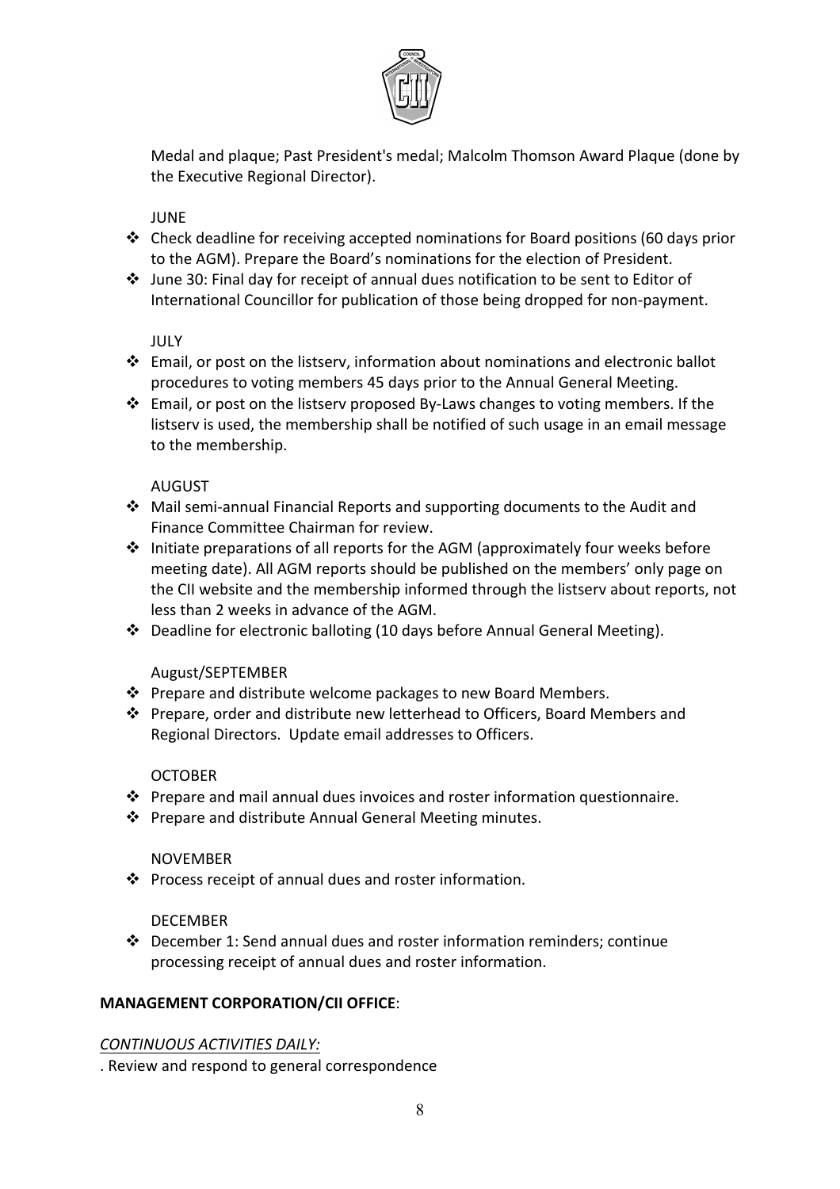Medal and plaque; Past President's medal; Malcolm Thomson Award Plaque (done by the Executive Regional Director).

JUNE

- Check deadline for receiving accepted nominations for Board positions (60 days prior to the AGM). Prepare the Board's nominations for the election of President.
- June 30: Final day for receipt of annual dues notification to be sent to Editor of International Councillor for publication of those being dropped for non-payment.

JULY

- Email, or post on the listserv, information about nominations and electronic ballot procedures to voting members 45 days prior to the Annual General Meeting.
- Email, or post on the listserv proposed By-Laws changes to voting members. If the listserv is used, the membership shall be notified of such usage in an email message to the membership.

AUGUST

- Mail semi-annual Financial Reports and supporting documents to the Audit and Finance Committee Chairman for review.
- Initiate preparations of all reports for the AGM (approximately four weeks before meeting date). All AGM reports should be published on the members' only page on the CII website and the membership informed through the listserv about reports, not less than 2 weeks in advance of the AGM.
- Deadline for electronic balloting (10 days before Annual General Meeting).

August/SEPTEMBER

- Prepare and distribute welcome packages to new Board Members.
- Prepare, order and distribute new letterhead to Officers, Board Members and Regional Directors. Update email addresses to Officers.

OCTOBER

- Prepare and mail annual dues invoices and roster information questionnaire.
- Prepare and distribute Annual General Meeting minutes.

NOVEMBER

- Process receipt of annual dues and roster information.

DECEMBER

- December 1: Send annual dues and roster information reminders; continue processing receipt of annual dues and roster information.

**MANAGEMENT CORPORATION/CII OFFICE**:

*CONTINUOUS ACTIVITIES DAILY:*

. Review and respond to general correspondence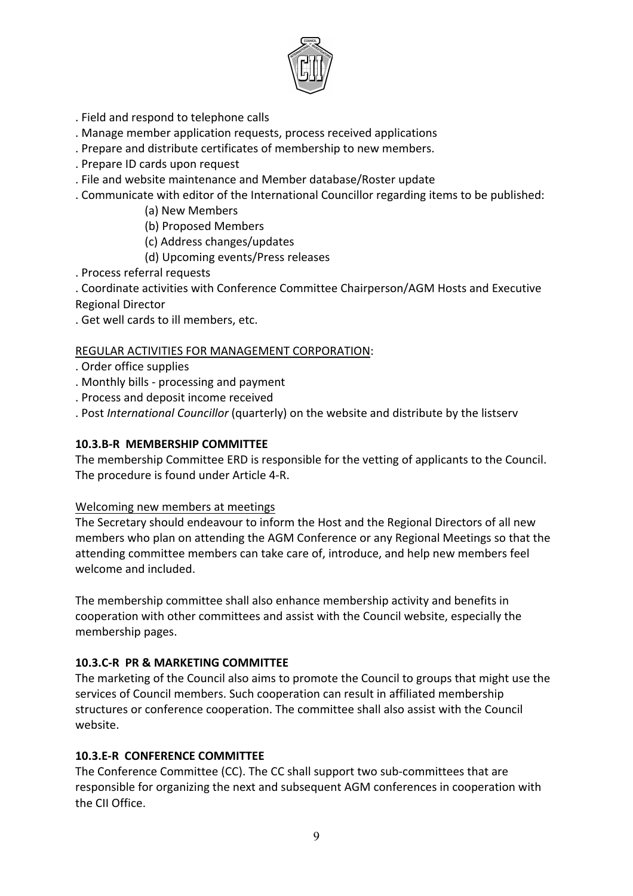. Field and respond to telephone calls
. Manage member application requests, process received applications
. Prepare and distribute certificates of membership to new members.
. Prepare ID cards upon request
. File and website maintenance and Member database/Roster update
. Communicate with editor of the International Councillor regarding items to be published:

(a) New Members
(b) Proposed Members
(c) Address changes/updates
(d) Upcoming events/Press releases

. Process referral requests
. Coordinate activities with Conference Committee Chairperson/AGM Hosts and Executive Regional Director
. Get well cards to ill members, etc.

REGULAR ACTIVITIES FOR MANAGEMENT CORPORATION:

. Order office supplies
. Monthly bills - processing and payment
. Process and deposit income received
. Post *International Councillor* (quarterly) on the website and distribute by the listserv

**10.3.B-R MEMBERSHIP COMMITTEE**

The membership Committee ERD is responsible for the vetting of applicants to the Council. The procedure is found under Article 4-R.

Welcoming new members at meetings

The Secretary should endeavour to inform the Host and the Regional Directors of all new members who plan on attending the AGM Conference or any Regional Meetings so that the attending committee members can take care of, introduce, and help new members feel welcome and included.

The membership committee shall also enhance membership activity and benefits in cooperation with other committees and assist with the Council website, especially the membership pages.

**10.3.C-R PR & MARKETING COMMITTEE**

The marketing of the Council also aims to promote the Council to groups that might use the services of Council members. Such cooperation can result in affiliated membership structures or conference cooperation. The committee shall also assist with the Council website.

**10.3.E-R CONFERENCE COMMITTEE**

The Conference Committee (CC). The CC shall support two sub-committees that are responsible for organizing the next and subsequent AGM conferences in cooperation with the CII Office.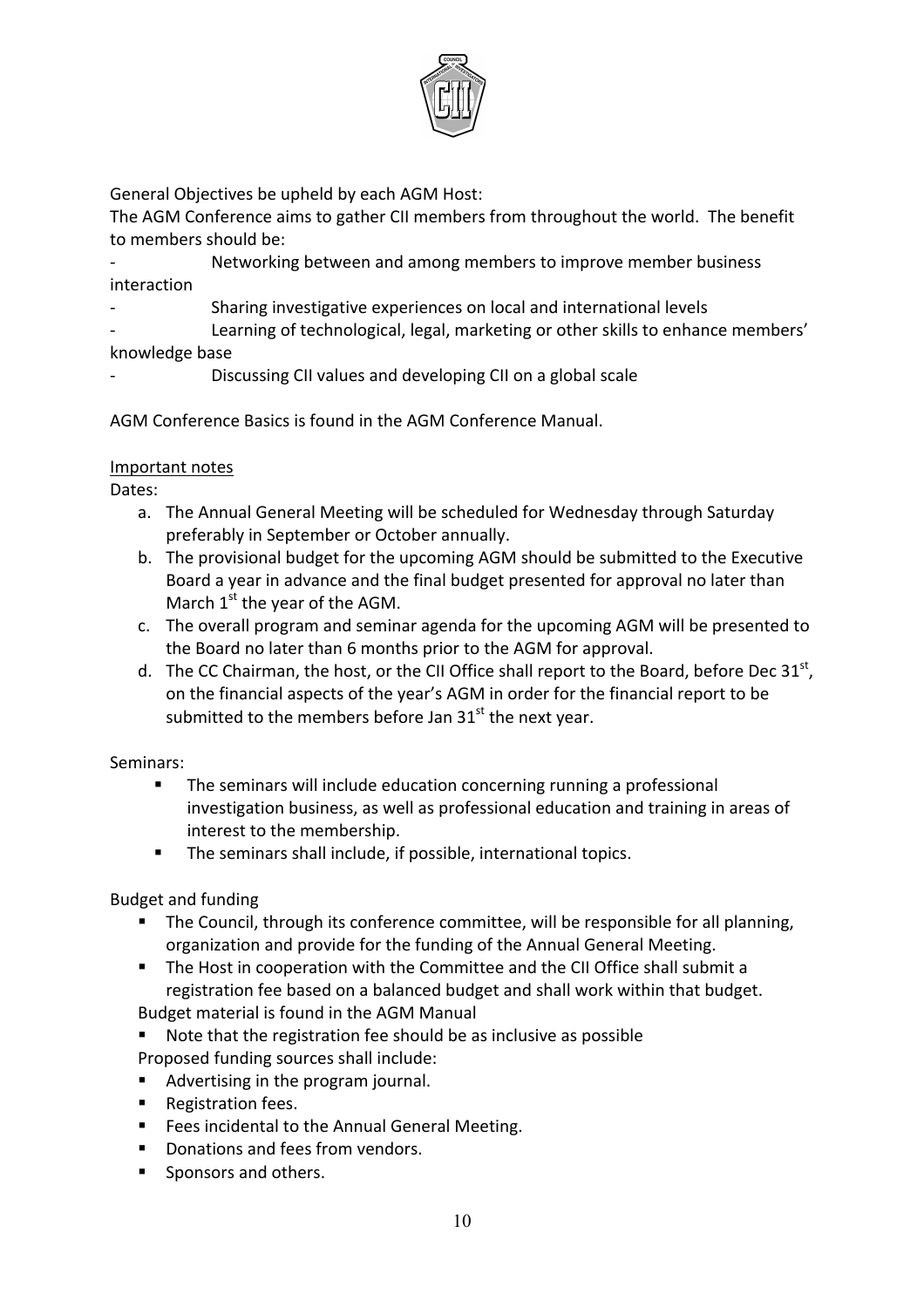General Objectives be upheld by each AGM Host:

The AGM Conference aims to gather CII members from throughout the world. The benefit to members should be:

- Networking between and among members to improve member business interaction
- Sharing investigative experiences on local and international levels
- Learning of technological, legal, marketing or other skills to enhance members' knowledge base
- Discussing CII values and developing CII on a global scale

AGM Conference Basics is found in the AGM Conference Manual.

<u>Important notes</u>

Dates:

a. The Annual General Meeting will be scheduled for Wednesday through Saturday preferably in September or October annually.
b. The provisional budget for the upcoming AGM should be submitted to the Executive Board a year in advance and the final budget presented for approval no later than March 1st the year of the AGM.
c. The overall program and seminar agenda for the upcoming AGM will be presented to the Board no later than 6 months prior to the AGM for approval.
d. The CC Chairman, the host, or the CII Office shall report to the Board, before Dec 31st, on the financial aspects of the year's AGM in order for the financial report to be submitted to the members before Jan 31st the next year.

Seminars:

- The seminars will include education concerning running a professional investigation business, as well as professional education and training in areas of interest to the membership.
- The seminars shall include, if possible, international topics.

Budget and funding

- The Council, through its conference committee, will be responsible for all planning, organization and provide for the funding of the Annual General Meeting.
- The Host in cooperation with the Committee and the CII Office shall submit a registration fee based on a balanced budget and shall work within that budget.

Budget material is found in the AGM Manual

- Note that the registration fee should be as inclusive as possible

Proposed funding sources shall include:

- Advertising in the program journal.
- Registration fees.
- Fees incidental to the Annual General Meeting.
- Donations and fees from vendors.
- Sponsors and others.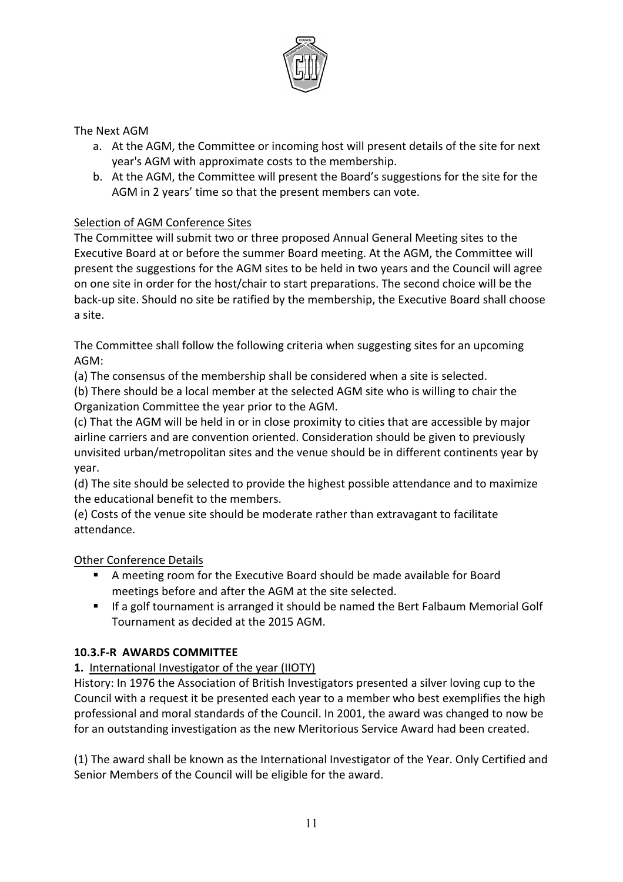The Next AGM

a. At the AGM, the Committee or incoming host will present details of the site for next year's AGM with approximate costs to the membership.
b. At the AGM, the Committee will present the Board's suggestions for the site for the AGM in 2 years' time so that the present members can vote.

Selection of AGM Conference Sites

The Committee will submit two or three proposed Annual General Meeting sites to the Executive Board at or before the summer Board meeting. At the AGM, the Committee will present the suggestions for the AGM sites to be held in two years and the Council will agree on one site in order for the host/chair to start preparations. The second choice will be the back-up site. Should no site be ratified by the membership, the Executive Board shall choose a site.

The Committee shall follow the following criteria when suggesting sites for an upcoming AGM:

(a) The consensus of the membership shall be considered when a site is selected.
(b) There should be a local member at the selected AGM site who is willing to chair the Organization Committee the year prior to the AGM.
(c) That the AGM will be held in or in close proximity to cities that are accessible by major airline carriers and are convention oriented. Consideration should be given to previously unvisited urban/metropolitan sites and the venue should be in different continents year by year.
(d) The site should be selected to provide the highest possible attendance and to maximize the educational benefit to the members.
(e) Costs of the venue site should be moderate rather than extravagant to facilitate attendance.

Other Conference Details

- A meeting room for the Executive Board should be made available for Board meetings before and after the AGM at the site selected.
- If a golf tournament is arranged it should be named the Bert Falbaum Memorial Golf Tournament as decided at the 2015 AGM.

**10.3.F-R AWARDS COMMITTEE**

**1.** International Investigator of the year (IIOTY)

History: In 1976 the Association of British Investigators presented a silver loving cup to the Council with a request it be presented each year to a member who best exemplifies the high professional and moral standards of the Council. In 2001, the award was changed to now be for an outstanding investigation as the new Meritorious Service Award had been created.

(1) The award shall be known as the International Investigator of the Year. Only Certified and Senior Members of the Council will be eligible for the award.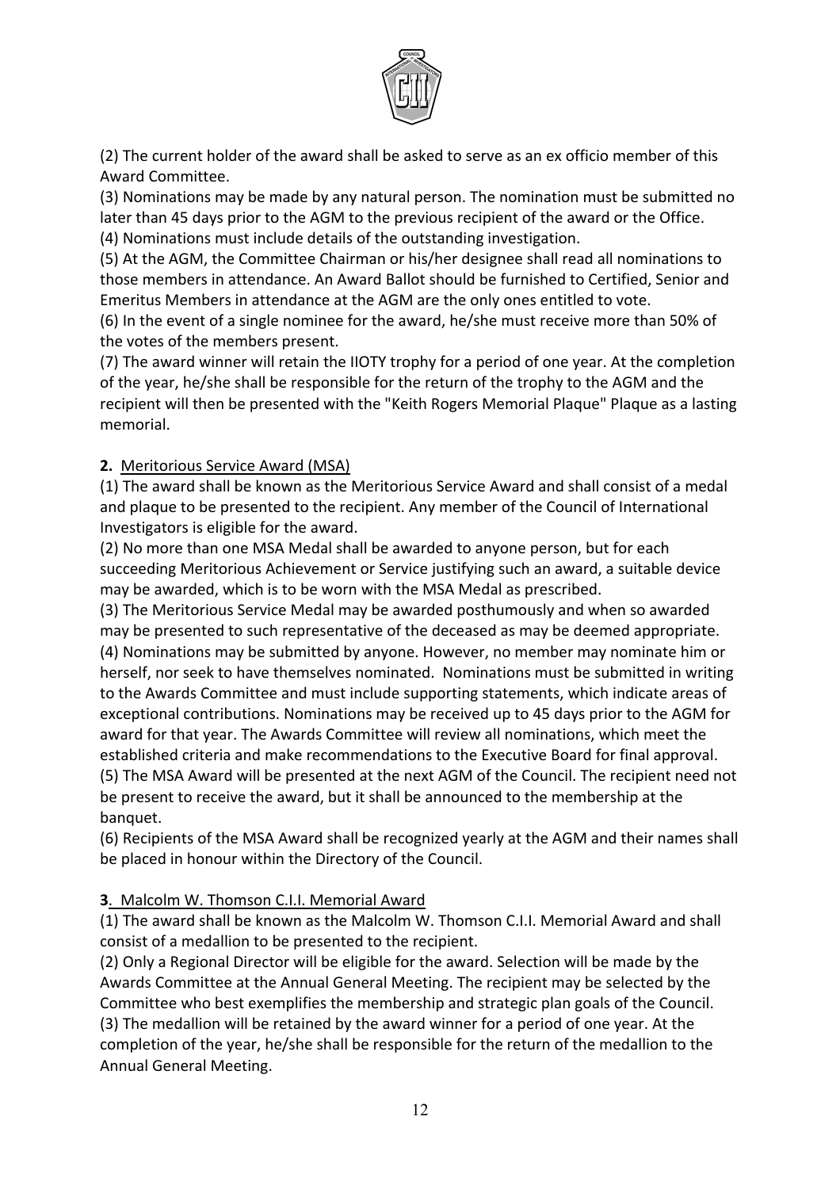(2) The current holder of the award shall be asked to serve as an ex officio member of this Award Committee.
(3) Nominations may be made by any natural person. The nomination must be submitted no later than 45 days prior to the AGM to the previous recipient of the award or the Office.
(4) Nominations must include details of the outstanding investigation.
(5) At the AGM, the Committee Chairman or his/her designee shall read all nominations to those members in attendance. An Award Ballot should be furnished to Certified, Senior and Emeritus Members in attendance at the AGM are the only ones entitled to vote.
(6) In the event of a single nominee for the award, he/she must receive more than 50% of the votes of the members present.
(7) The award winner will retain the IIOTY trophy for a period of one year. At the completion of the year, he/she shall be responsible for the return of the trophy to the AGM and the recipient will then be presented with the "Keith Rogers Memorial Plaque" Plaque as a lasting memorial.

**2.** Meritorious Service Award (MSA)

(1) The award shall be known as the Meritorious Service Award and shall consist of a medal and plaque to be presented to the recipient. Any member of the Council of International Investigators is eligible for the award.
(2) No more than one MSA Medal shall be awarded to anyone person, but for each succeeding Meritorious Achievement or Service justifying such an award, a suitable device may be awarded, which is to be worn with the MSA Medal as prescribed.
(3) The Meritorious Service Medal may be awarded posthumously and when so awarded may be presented to such representative of the deceased as may be deemed appropriate.
(4) Nominations may be submitted by anyone. However, no member may nominate him or herself, nor seek to have themselves nominated. Nominations must be submitted in writing to the Awards Committee and must include supporting statements, which indicate areas of exceptional contributions. Nominations may be received up to 45 days prior to the AGM for award for that year. The Awards Committee will review all nominations, which meet the established criteria and make recommendations to the Executive Board for final approval.
(5) The MSA Award will be presented at the next AGM of the Council. The recipient need not be present to receive the award, but it shall be announced to the membership at the banquet.
(6) Recipients of the MSA Award shall be recognized yearly at the AGM and their names shall be placed in honour within the Directory of the Council.

**3**. Malcolm W. Thomson C.I.I. Memorial Award

(1) The award shall be known as the Malcolm W. Thomson C.I.I. Memorial Award and shall consist of a medallion to be presented to the recipient.
(2) Only a Regional Director will be eligible for the award. Selection will be made by the Awards Committee at the Annual General Meeting. The recipient may be selected by the Committee who best exemplifies the membership and strategic plan goals of the Council.
(3) The medallion will be retained by the award winner for a period of one year. At the completion of the year, he/she shall be responsible for the return of the medallion to the Annual General Meeting.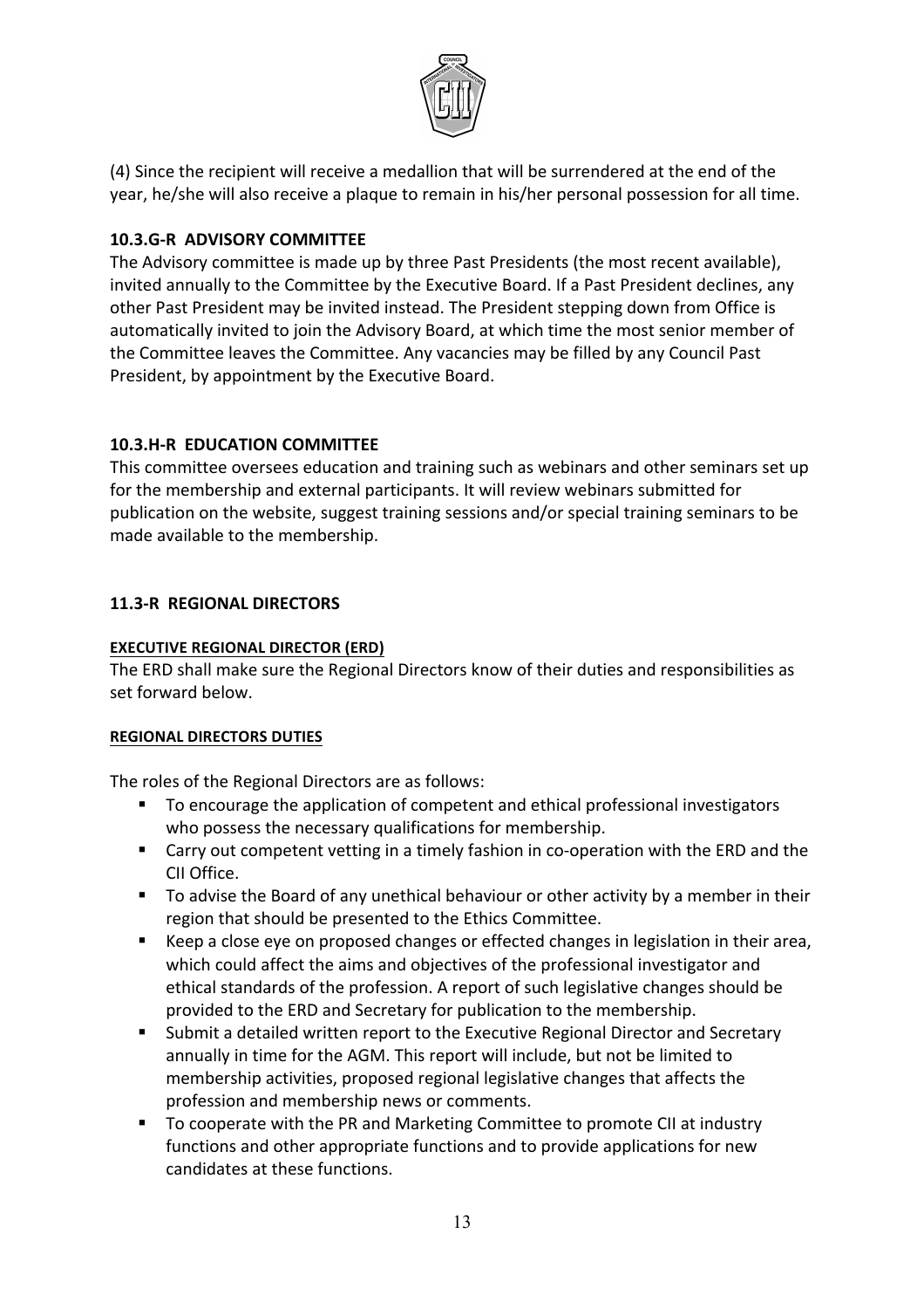(4) Since the recipient will receive a medallion that will be surrendered at the end of the year, he/she will also receive a plaque to remain in his/her personal possession for all time.

### 10.3.G-R ADVISORY COMMITTEE

The Advisory committee is made up by three Past Presidents (the most recent available), invited annually to the Committee by the Executive Board. If a Past President declines, any other Past President may be invited instead. The President stepping down from Office is automatically invited to join the Advisory Board, at which time the most senior member of the Committee leaves the Committee. Any vacancies may be filled by any Council Past President, by appointment by the Executive Board.

### 10.3.H-R EDUCATION COMMITTEE

This committee oversees education and training such as webinars and other seminars set up for the membership and external participants. It will review webinars submitted for publication on the website, suggest training sessions and/or special training seminars to be made available to the membership.

### 11.3-R REGIONAL DIRECTORS

#### EXECUTIVE REGIONAL DIRECTOR (ERD)

The ERD shall make sure the Regional Directors know of their duties and responsibilities as set forward below.

#### REGIONAL DIRECTORS DUTIES

The roles of the Regional Directors are as follows:

- To encourage the application of competent and ethical professional investigators who possess the necessary qualifications for membership.
- Carry out competent vetting in a timely fashion in co-operation with the ERD and the CII Office.
- To advise the Board of any unethical behaviour or other activity by a member in their region that should be presented to the Ethics Committee.
- Keep a close eye on proposed changes or effected changes in legislation in their area, which could affect the aims and objectives of the professional investigator and ethical standards of the profession. A report of such legislative changes should be provided to the ERD and Secretary for publication to the membership.
- Submit a detailed written report to the Executive Regional Director and Secretary annually in time for the AGM. This report will include, but not be limited to membership activities, proposed regional legislative changes that affects the profession and membership news or comments.
- To cooperate with the PR and Marketing Committee to promote CII at industry functions and other appropriate functions and to provide applications for new candidates at these functions.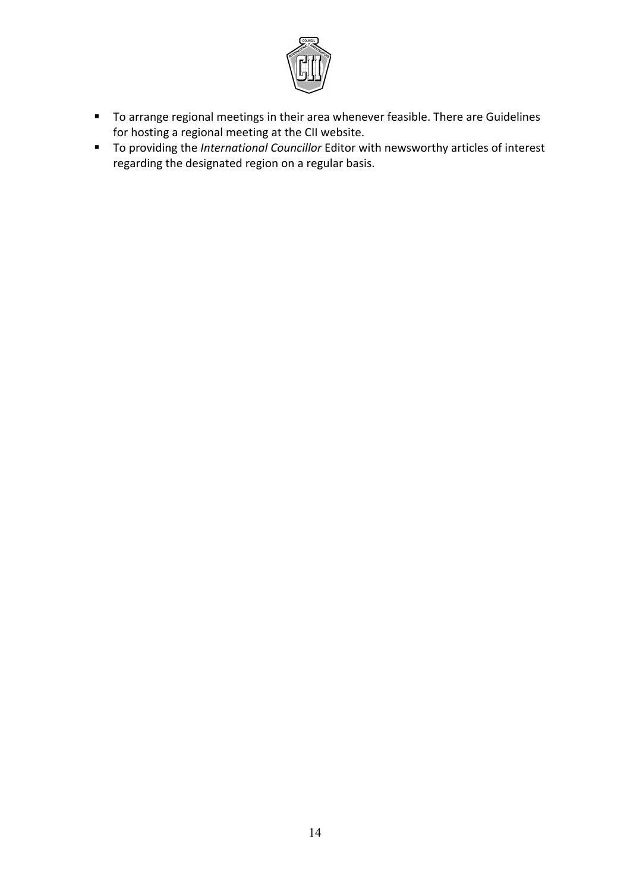- To arrange regional meetings in their area whenever feasible. There are Guidelines for hosting a regional meeting at the CII website.
- To providing the *International Councillor* Editor with newsworthy articles of interest regarding the designated region on a regular basis.